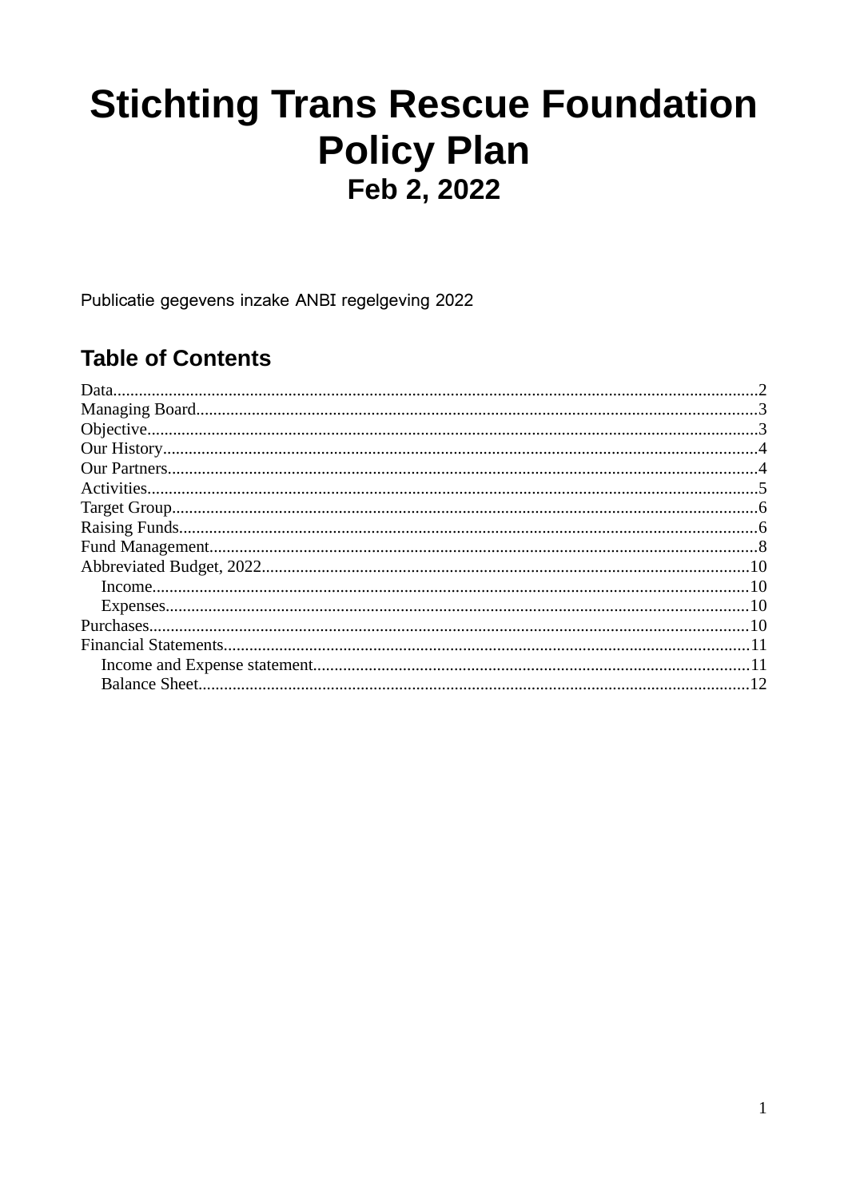# Stichting Trans Rescue Foundation Policy Plan

## Feb 2, 2022

Publicatie gegevens inzake ANBI regelgeving 2022

## Table of Contents

Data....2
Managing Board....3
Objective....3
Our History....4
Our Partners....4
Activities....5
Target Group....6
Raising Funds....6
Fund Management....8
Abbreviated Budget, 2022....10
  Income....10
  Expenses....10
Purchases....10
Financial Statements....11
  Income and Expense statement....11
  Balance Sheet....12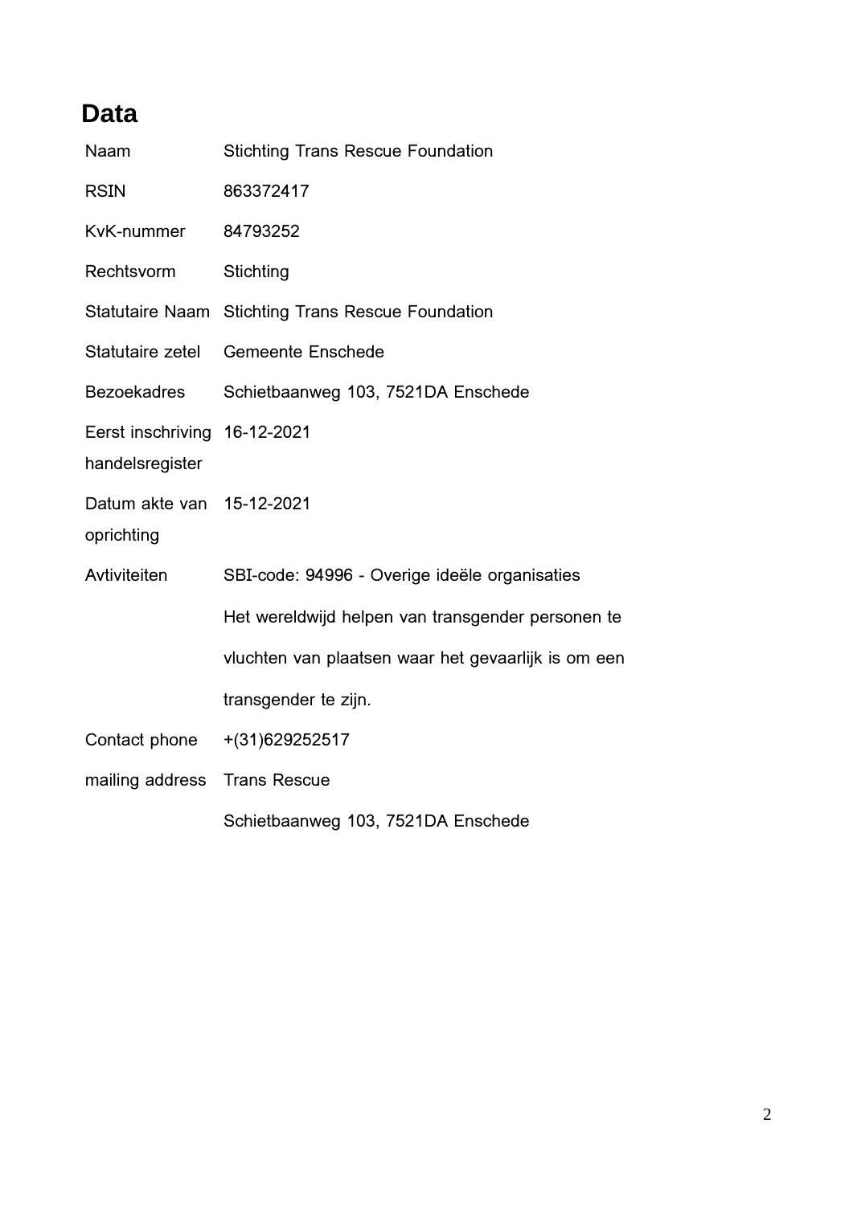# Data

| | |
|---|---|
| Naam | Stichting Trans Rescue Foundation |
| RSIN | 863372417 |
| KvK-nummer | 84793252 |
| Rechtsvorm | Stichting |
| Statutaire Naam | Stichting Trans Rescue Foundation |
| Statutaire zetel | Gemeente Enschede |
| Bezoekadres | Schietbaanweg 103, 7521DA Enschede |
| Eerst inschriving handelsregister | 16-12-2021 |
| Datum akte van oprichting | 15-12-2021 |
| Avtiviteiten | SBI-code: 94996 - Overige ideële organisaties<br>Het wereldwijd helpen van transgender personen te vluchten van plaatsen waar het gevaarlijk is om een transgender te zijn. |
| Contact phone | +(31)629252517 |
| mailing address | Trans Rescue<br>Schietbaanweg 103, 7521DA Enschede |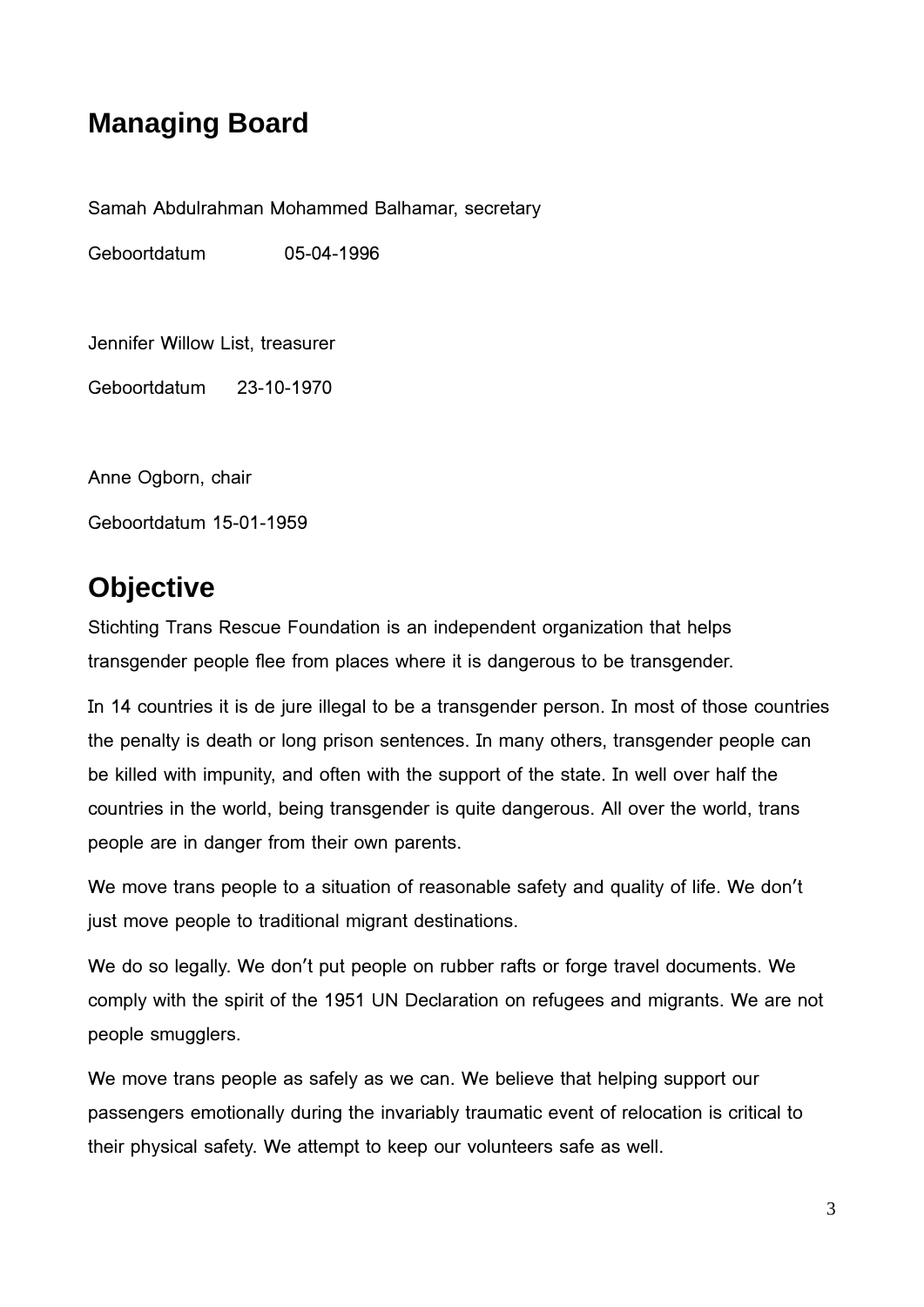## Managing Board

Samah Abdulrahman Mohammed Balhamar, secretary

Geboortdatum 05-04-1996

Jennifer Willow List, treasurer

Geboortdatum 23-10-1970

Anne Ogborn, chair

Geboortdatum 15-01-1959

## Objective

Stichting Trans Rescue Foundation is an independent organization that helps transgender people flee from places where it is dangerous to be transgender.

In 14 countries it is de jure illegal to be a transgender person. In most of those countries the penalty is death or long prison sentences. In many others, transgender people can be killed with impunity, and often with the support of the state. In well over half the countries in the world, being transgender is quite dangerous. All over the world, trans people are in danger from their own parents.

We move trans people to a situation of reasonable safety and quality of life. We don't just move people to traditional migrant destinations.

We do so legally. We don't put people on rubber rafts or forge travel documents. We comply with the spirit of the 1951 UN Declaration on refugees and migrants. We are not people smugglers.

We move trans people as safely as we can. We believe that helping support our passengers emotionally during the invariably traumatic event of relocation is critical to their physical safety. We attempt to keep our volunteers safe as well.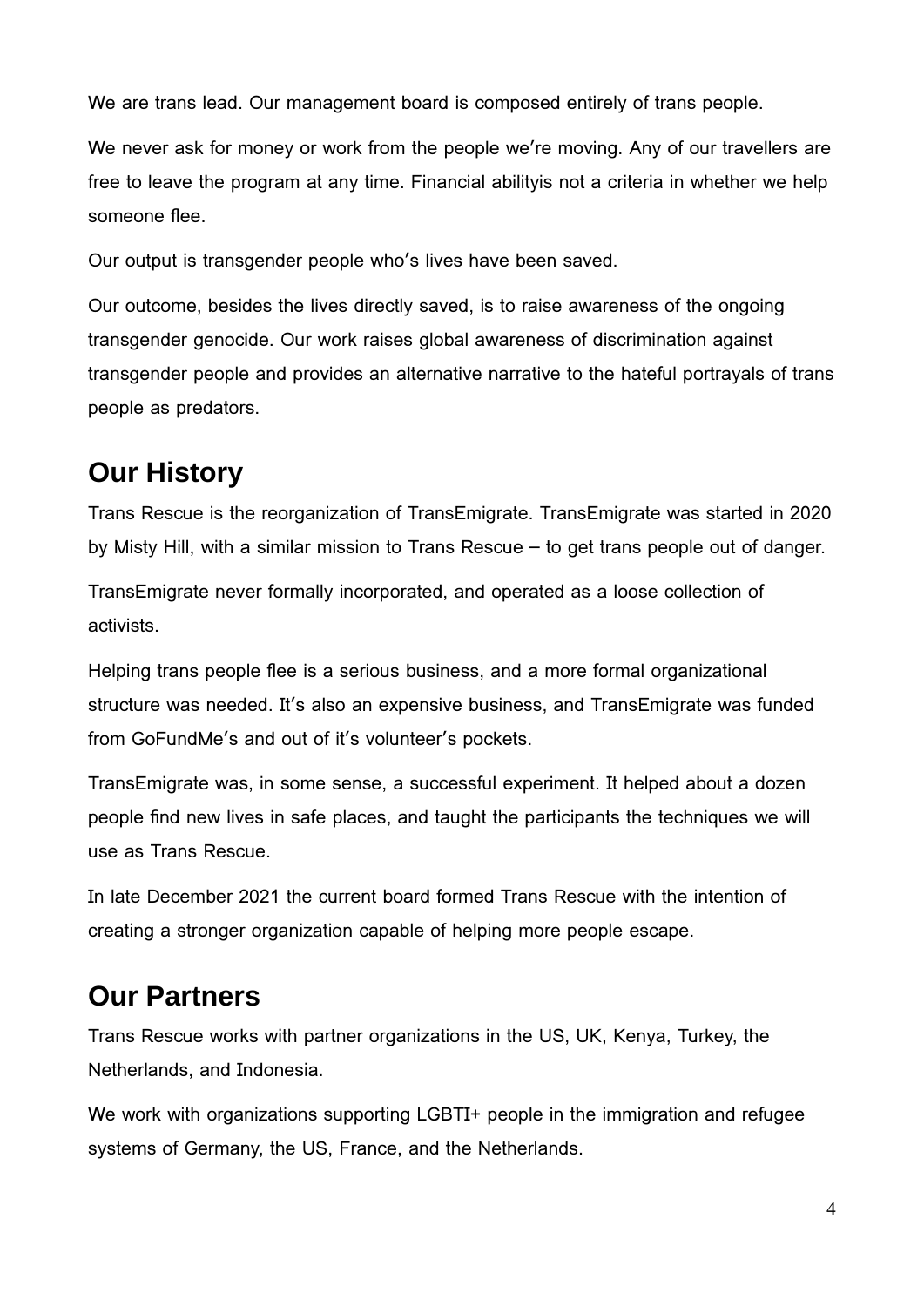We are trans lead. Our management board is composed entirely of trans people.

We never ask for money or work from the people we're moving. Any of our travellers are free to leave the program at any time. Financial abilityis not a criteria in whether we help someone flee.

Our output is transgender people who's lives have been saved.

Our outcome, besides the lives directly saved, is to raise awareness of the ongoing transgender genocide. Our work raises global awareness of discrimination against transgender people and provides an alternative narrative to the hateful portrayals of trans people as predators.

## Our History

Trans Rescue is the reorganization of TransEmigrate. TransEmigrate was started in 2020 by Misty Hill, with a similar mission to Trans Rescue – to get trans people out of danger.

TransEmigrate never formally incorporated, and operated as a loose collection of activists.

Helping trans people flee is a serious business, and a more formal organizational structure was needed. It's also an expensive business, and TransEmigrate was funded from GoFundMe's and out of it's volunteer's pockets.

TransEmigrate was, in some sense, a successful experiment. It helped about a dozen people find new lives in safe places, and taught the participants the techniques we will use as Trans Rescue.

In late December 2021 the current board formed Trans Rescue with the intention of creating a stronger organization capable of helping more people escape.

## Our Partners

Trans Rescue works with partner organizations in the US, UK, Kenya, Turkey, the Netherlands, and Indonesia.

We work with organizations supporting LGBTI+ people in the immigration and refugee systems of Germany, the US, France, and the Netherlands.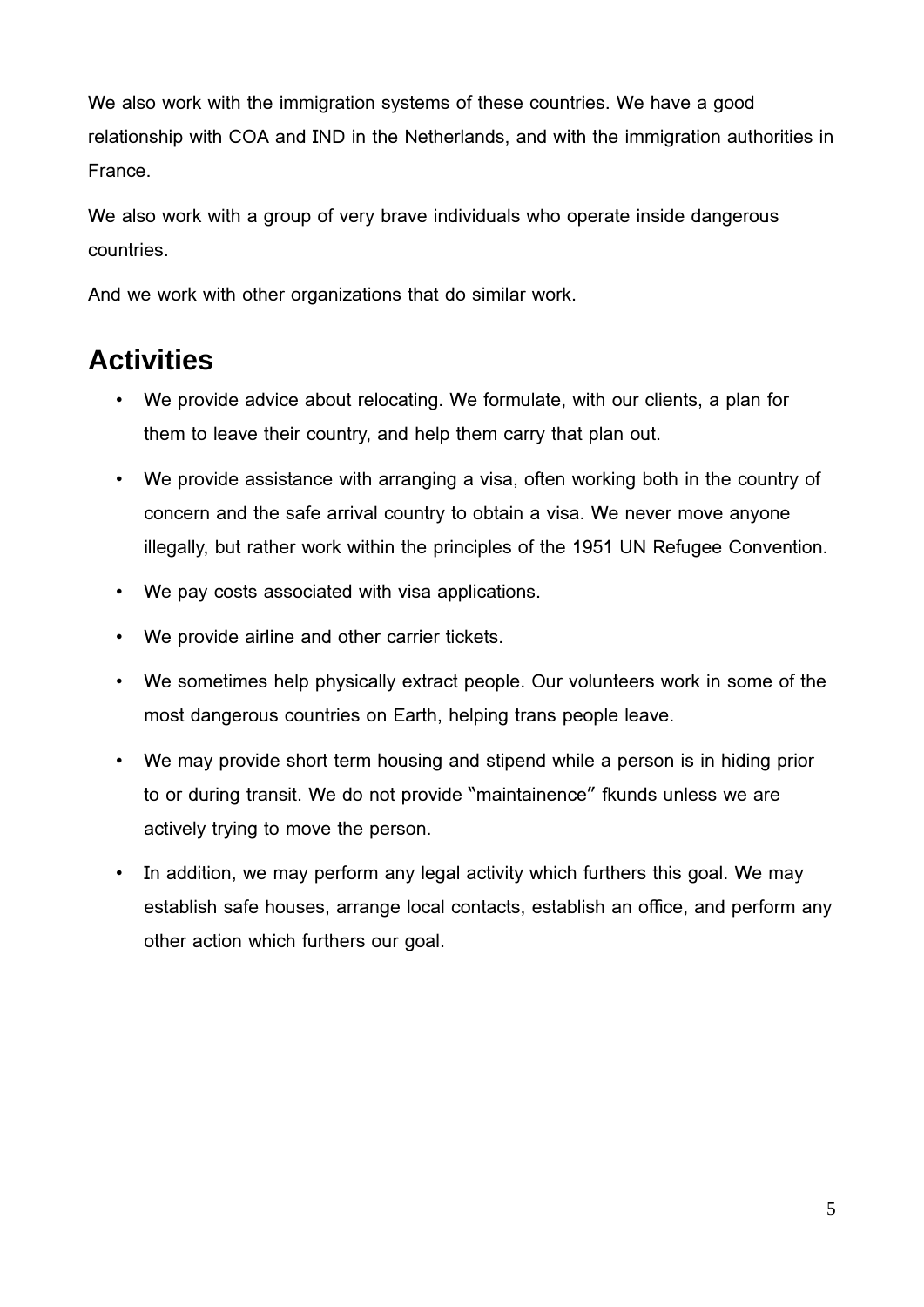We also work with the immigration systems of these countries. We have a good relationship with COA and IND in the Netherlands, and with the immigration authorities in France.

We also work with a group of very brave individuals who operate inside dangerous countries.

And we work with other organizations that do similar work.

## Activities

- We provide advice about relocating. We formulate, with our clients, a plan for them to leave their country, and help them carry that plan out.
- We provide assistance with arranging a visa, often working both in the country of concern and the safe arrival country to obtain a visa. We never move anyone illegally, but rather work within the principles of the 1951 UN Refugee Convention.
- We pay costs associated with visa applications.
- We provide airline and other carrier tickets.
- We sometimes help physically extract people. Our volunteers work in some of the most dangerous countries on Earth, helping trans people leave.
- We may provide short term housing and stipend while a person is in hiding prior to or during transit. We do not provide "maintainence" fkunds unless we are actively trying to move the person.
- In addition, we may perform any legal activity which furthers this goal. We may establish safe houses, arrange local contacts, establish an office, and perform any other action which furthers our goal.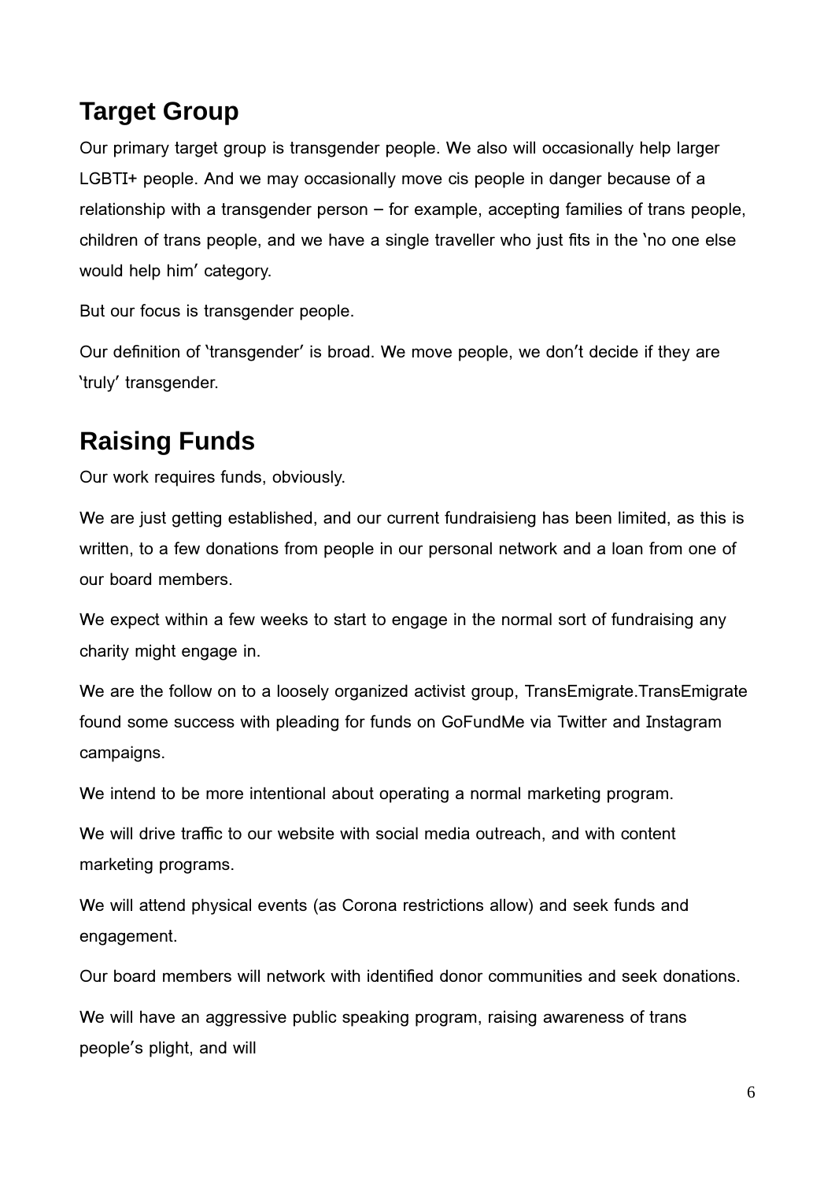## Target Group

Our primary target group is transgender people. We also will occasionally help larger LGBTI+ people. And we may occasionally move cis people in danger because of a relationship with a transgender person – for example, accepting families of trans people, children of trans people, and we have a single traveller who just fits in the 'no one else would help him' category.

But our focus is transgender people.

Our definition of 'transgender' is broad. We move people, we don't decide if they are 'truly' transgender.

## Raising Funds

Our work requires funds, obviously.

We are just getting established, and our current fundraisieng has been limited, as this is written, to a few donations from people in our personal network and a loan from one of our board members.

We expect within a few weeks to start to engage in the normal sort of fundraising any charity might engage in.

We are the follow on to a loosely organized activist group, TransEmigrate.TransEmigrate found some success with pleading for funds on GoFundMe via Twitter and Instagram campaigns.

We intend to be more intentional about operating a normal marketing program.

We will drive traffic to our website with social media outreach, and with content marketing programs.

We will attend physical events (as Corona restrictions allow) and seek funds and engagement.

Our board members will network with identified donor communities and seek donations.

We will have an aggressive public speaking program, raising awareness of trans people's plight, and will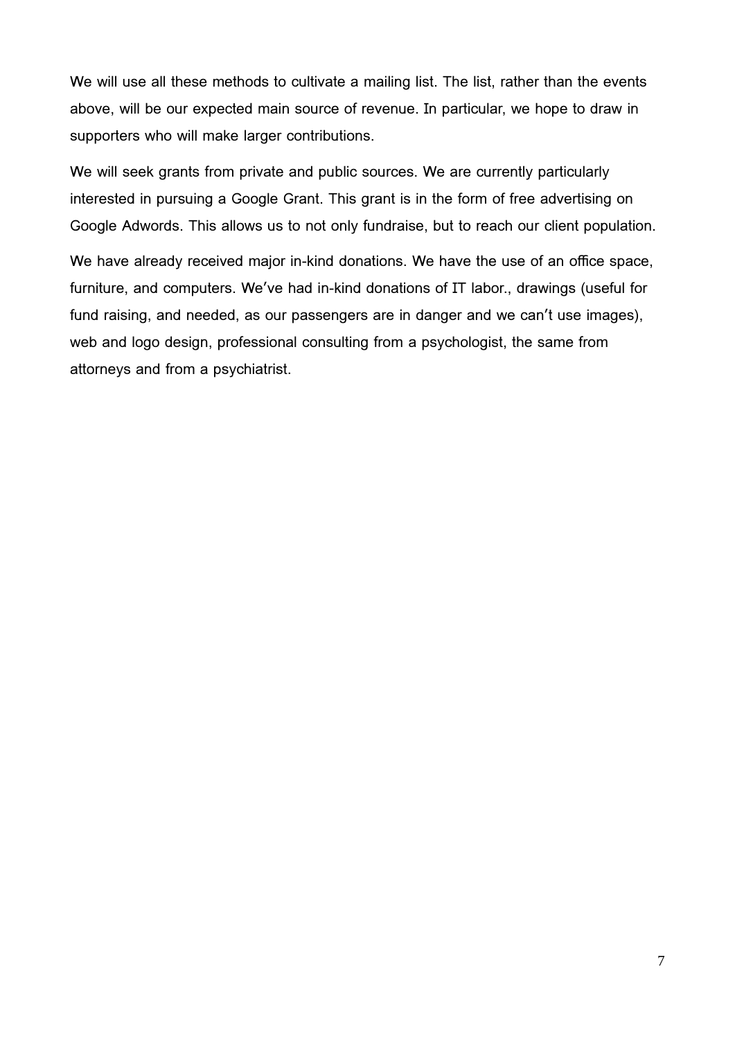We will use all these methods to cultivate a mailing list. The list, rather than the events above, will be our expected main source of revenue. In particular, we hope to draw in supporters who will make larger contributions.

We will seek grants from private and public sources. We are currently particularly interested in pursuing a Google Grant. This grant is in the form of free advertising on Google Adwords. This allows us to not only fundraise, but to reach our client population.

We have already received major in-kind donations. We have the use of an office space, furniture, and computers. We've had in-kind donations of IT labor., drawings (useful for fund raising, and needed, as our passengers are in danger and we can't use images), web and logo design, professional consulting from a psychologist, the same from attorneys and from a psychiatrist.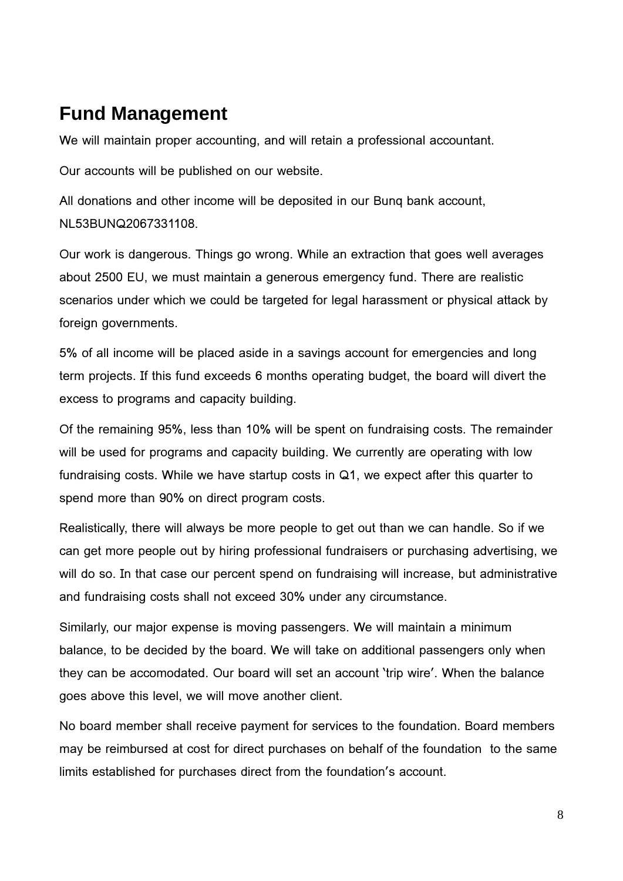## Fund Management

We will maintain proper accounting, and will retain a professional accountant.

Our accounts will be published on our website.

All donations and other income will be deposited in our Bunq bank account, NL53BUNQ2067331108.

Our work is dangerous. Things go wrong. While an extraction that goes well averages about 2500 EU, we must maintain a generous emergency fund. There are realistic scenarios under which we could be targeted for legal harassment or physical attack by foreign governments.

5% of all income will be placed aside in a savings account for emergencies and long term projects. If this fund exceeds 6 months operating budget, the board will divert the excess to programs and capacity building.

Of the remaining 95%, less than 10% will be spent on fundraising costs. The remainder will be used for programs and capacity building. We currently are operating with low fundraising costs. While we have startup costs in Q1, we expect after this quarter to spend more than 90% on direct program costs.

Realistically, there will always be more people to get out than we can handle. So if we can get more people out by hiring professional fundraisers or purchasing advertising, we will do so. In that case our percent spend on fundraising will increase, but administrative and fundraising costs shall not exceed 30% under any circumstance.

Similarly, our major expense is moving passengers. We will maintain a minimum balance, to be decided by the board. We will take on additional passengers only when they can be accomodated. Our board will set an account 'trip wire'. When the balance goes above this level, we will move another client.

No board member shall receive payment for services to the foundation. Board members may be reimbursed at cost for direct purchases on behalf of the foundation to the same limits established for purchases direct from the foundation's account.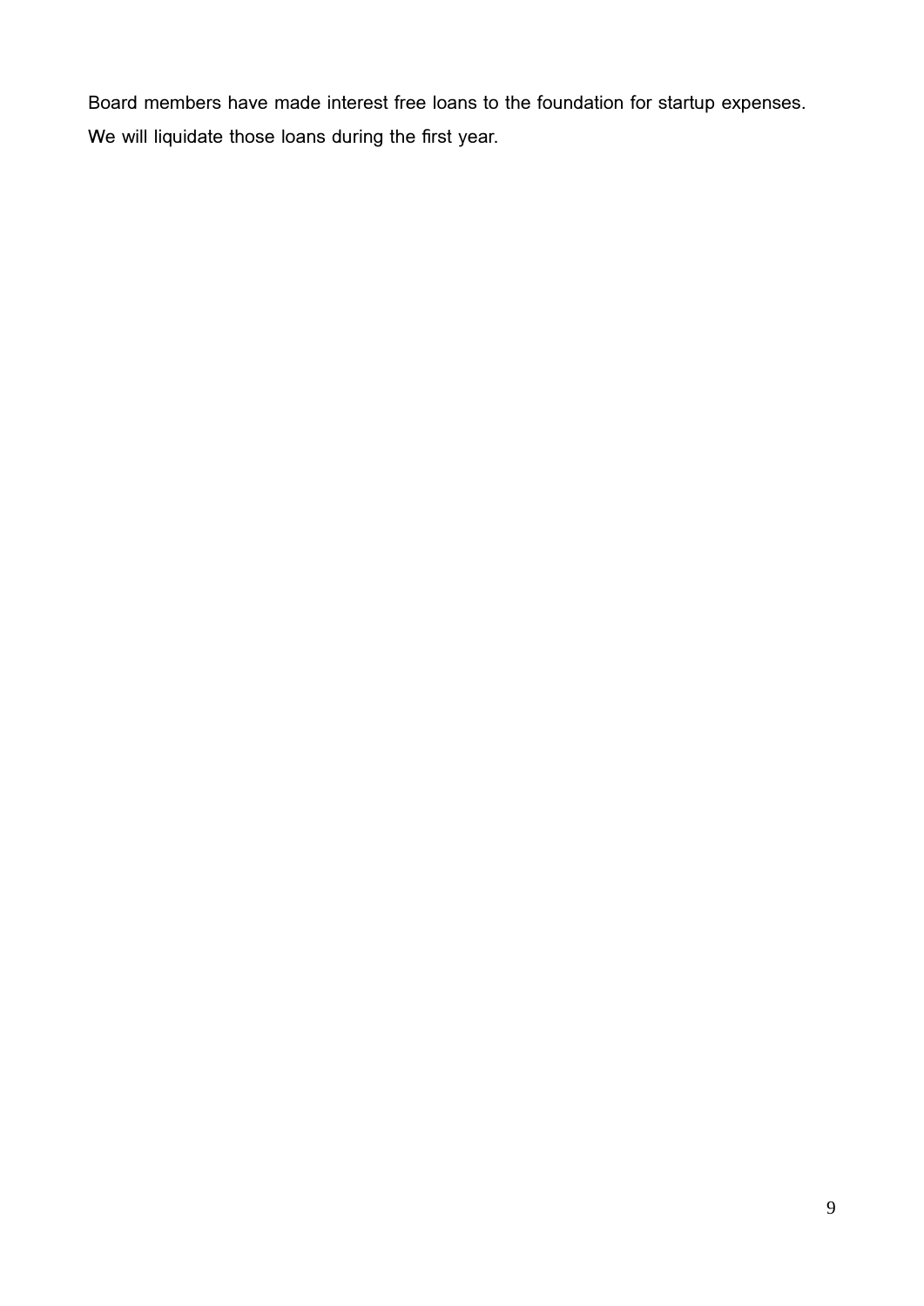Board members have made interest free loans to the foundation for startup expenses. We will liquidate those loans during the first year.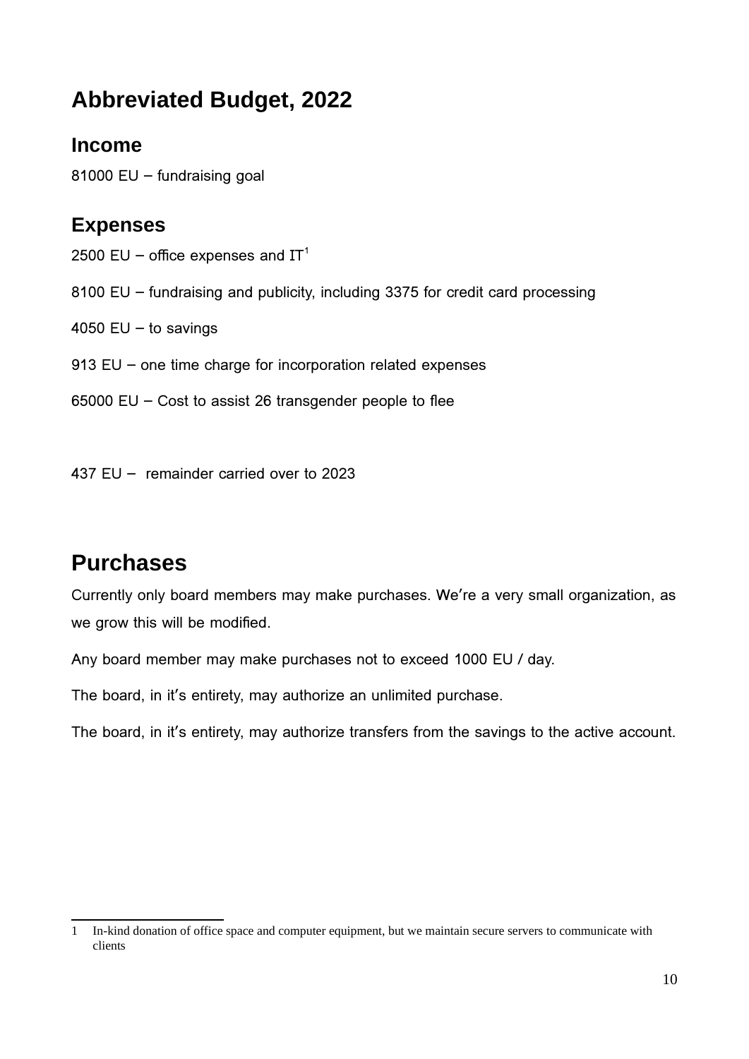## Abbreviated Budget, 2022

### Income

81000 EU – fundraising goal

### Expenses

2500 EU – office expenses and IT[1]

8100 EU – fundraising and publicity, including 3375 for credit card processing

4050 EU – to savings

913 EU – one time charge for incorporation related expenses

65000 EU – Cost to assist 26 transgender people to flee

437 EU – remainder carried over to 2023

## Purchases

Currently only board members may make purchases. We're a very small organization, as we grow this will be modified.

Any board member may make purchases not to exceed 1000 EU / day.

The board, in it's entirety, may authorize an unlimited purchase.

The board, in it's entirety, may authorize transfers from the savings to the active account.

---

1 In-kind donation of office space and computer equipment, but we maintain secure servers to communicate with clients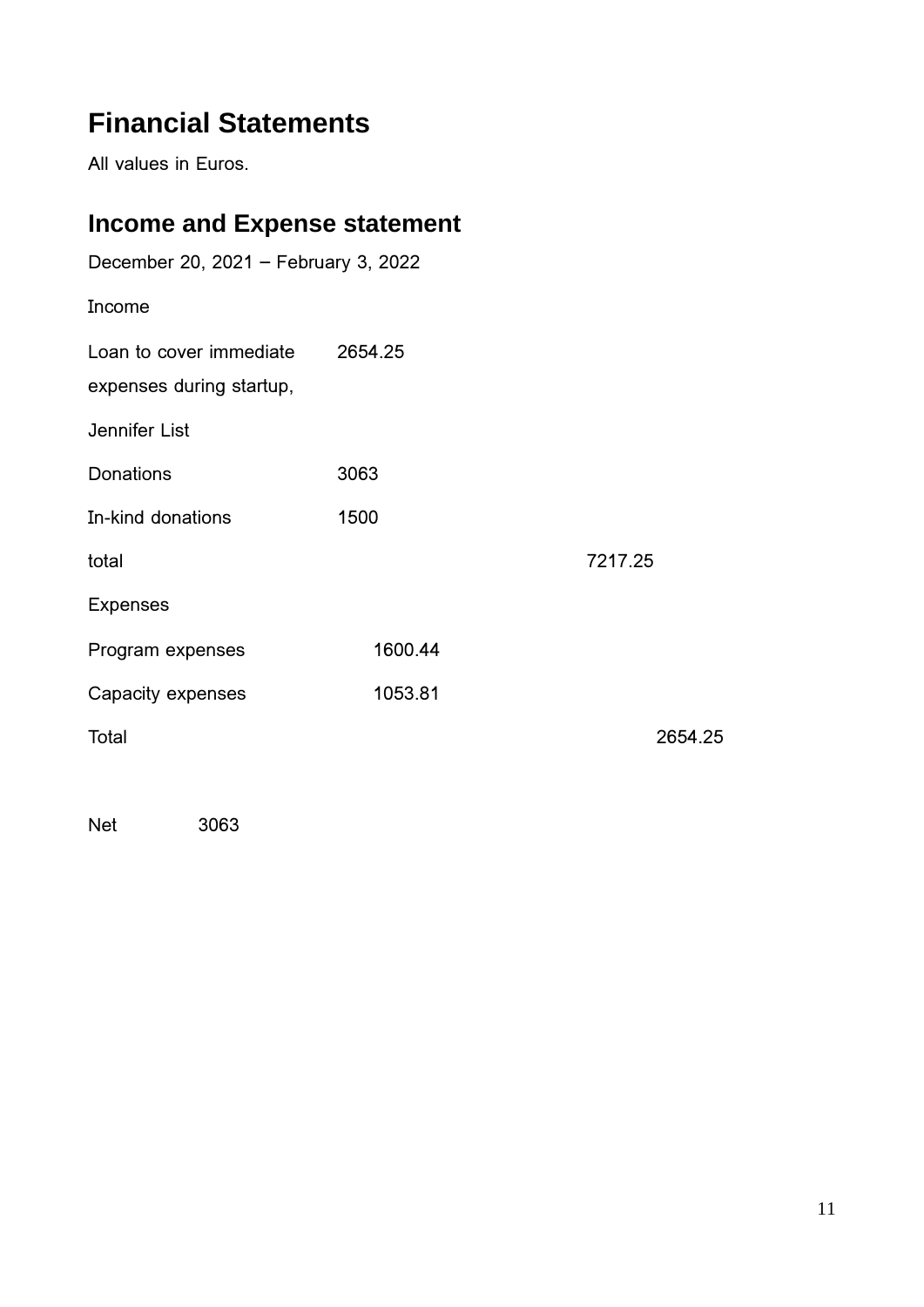# Financial Statements

All values in Euros.

## Income and Expense statement

December 20, 2021 – February 3, 2022

| | | | |
|---|---|---|---|
| Income | | | |
| Loan to cover immediate expenses during startup, Jennifer List | 2654.25 | | |
| Donations | 3063 | | |
| In-kind donations | 1500 | | |
| total | | 7217.25 | |
| Expenses | | | |
| Program expenses | 1600.44 | | |
| Capacity expenses | 1053.81 | | |
| Total | | | 2654.25 |

Net 3063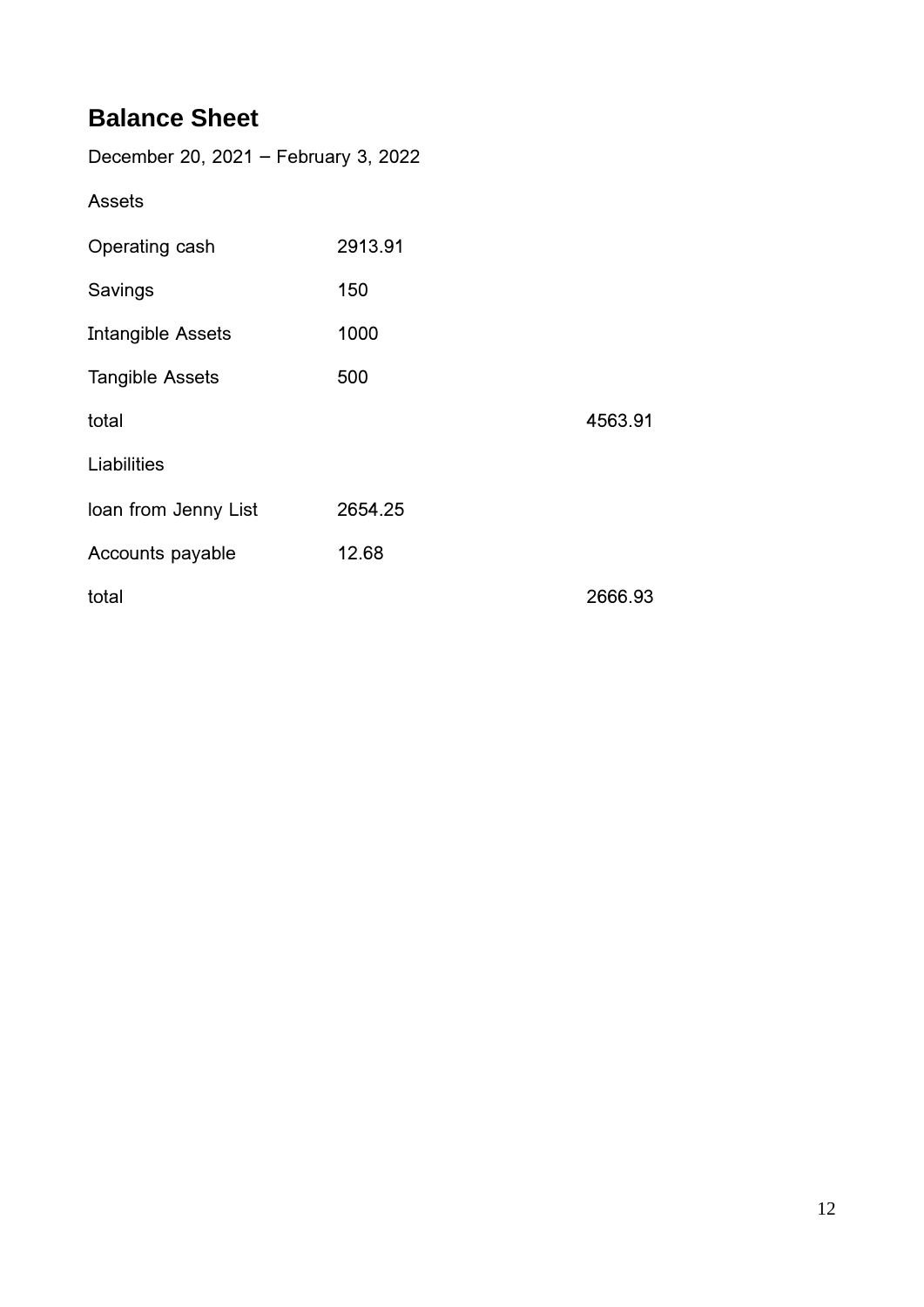# Balance Sheet

December 20, 2021 – February 3, 2022

| | | |
|---|---|---|
| Assets | | |
| Operating cash | 2913.91 | |
| Savings | 150 | |
| Intangible Assets | 1000 | |
| Tangible Assets | 500 | |
| total | | 4563.91 |
| Liabilities | | |
| loan from Jenny List | 2654.25 | |
| Accounts payable | 12.68 | |
| total | | 2666.93 |